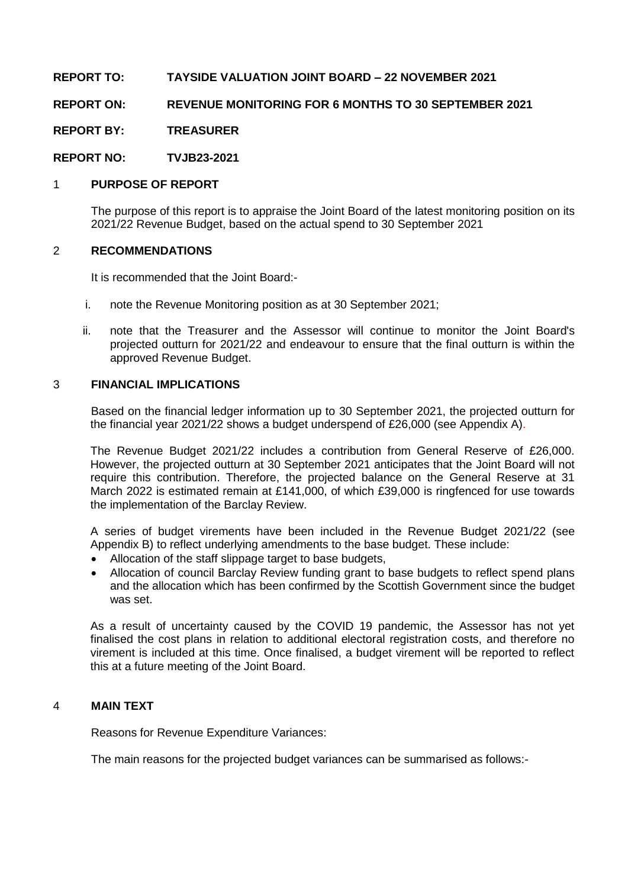**REPORT TO: TAYSIDE VALUATION JOINT BOARD – 22 NOVEMBER 2021**

**REPORT ON: REVENUE MONITORING FOR 6 MONTHS TO 30 SEPTEMBER 2021**

**REPORT BY: TREASURER**

**REPORT NO: TVJB23-2021**

## 1 PURPOSE OF REPORT

The purpose of this report is to appraise the Joint Board of the latest monitoring position on its 2021/22 Revenue Budget, based on the actual spend to 30 September 2021

## 2 RECOMMENDATIONS

It is recommended that the Joint Board:-

i. note the Revenue Monitoring position as at 30 September 2021;

ii. note that the Treasurer and the Assessor will continue to monitor the Joint Board's projected outturn for 2021/22 and endeavour to ensure that the final outturn is within the approved Revenue Budget.

## 3 FINANCIAL IMPLICATIONS

Based on the financial ledger information up to 30 September 2021, the projected outturn for the financial year 2021/22 shows a budget underspend of £26,000 (see Appendix A).

The Revenue Budget 2021/22 includes a contribution from General Reserve of £26,000. However, the projected outturn at 30 September 2021 anticipates that the Joint Board will not require this contribution. Therefore, the projected balance on the General Reserve at 31 March 2022 is estimated remain at £141,000, of which £39,000 is ringfenced for use towards the implementation of the Barclay Review.

A series of budget virements have been included in the Revenue Budget 2021/22 (see Appendix B) to reflect underlying amendments to the base budget. These include:

- Allocation of the staff slippage target to base budgets,
- Allocation of council Barclay Review funding grant to base budgets to reflect spend plans and the allocation which has been confirmed by the Scottish Government since the budget was set.

As a result of uncertainty caused by the COVID 19 pandemic, the Assessor has not yet finalised the cost plans in relation to additional electoral registration costs, and therefore no virement is included at this time. Once finalised, a budget virement will be reported to reflect this at a future meeting of the Joint Board.

## 4 MAIN TEXT

Reasons for Revenue Expenditure Variances:

The main reasons for the projected budget variances can be summarised as follows:-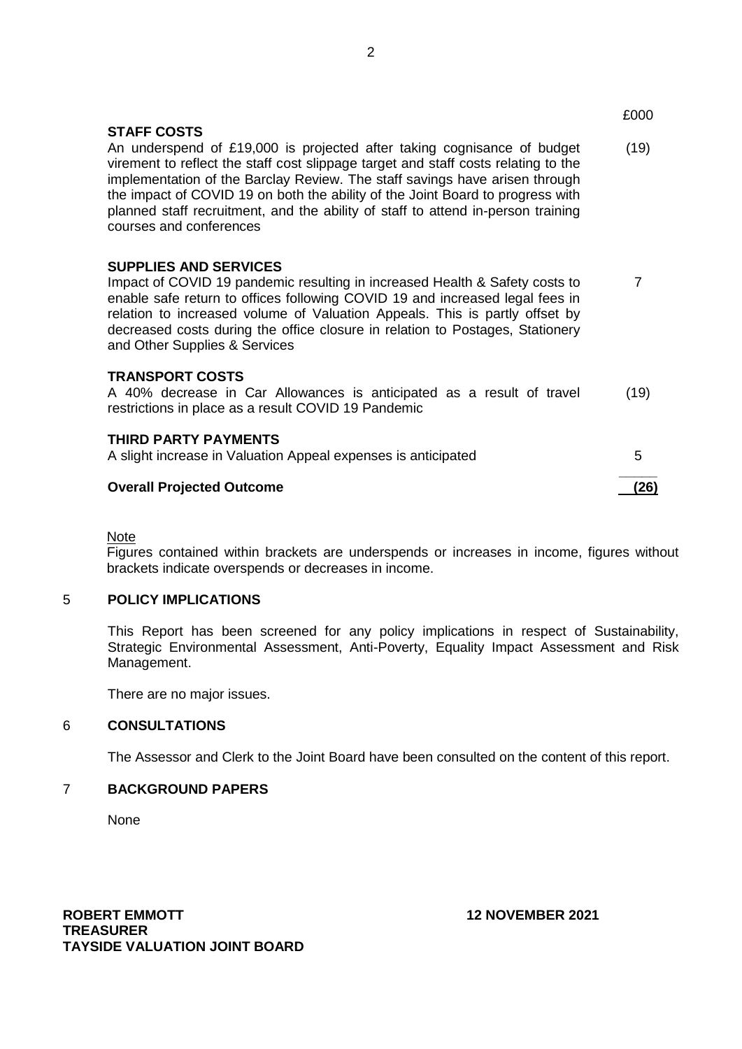| | £000 |
|---|---|
| **STAFF COSTS** | |
| An underspend of £19,000 is projected after taking cognisance of budget virement to reflect the staff cost slippage target and staff costs relating to the implementation of the Barclay Review. The staff savings have arisen through the impact of COVID 19 on both the ability of the Joint Board to progress with planned staff recruitment, and the ability of staff to attend in-person training courses and conferences | (19) |
| **SUPPLIES AND SERVICES** | |
| Impact of COVID 19 pandemic resulting in increased Health & Safety costs to enable safe return to offices following COVID 19 and increased legal fees in relation to increased volume of Valuation Appeals. This is partly offset by decreased costs during the office closure in relation to Postages, Stationery and Other Supplies & Services | 7 |
| **TRANSPORT COSTS** | |
| A 40% decrease in Car Allowances is anticipated as a result of travel restrictions in place as a result COVID 19 Pandemic | (19) |
| **THIRD PARTY PAYMENTS** | |
| A slight increase in Valuation Appeal expenses is anticipated | 5 |
| **Overall Projected Outcome** | **(26)** |

Note

Figures contained within brackets are underspends or increases in income, figures without brackets indicate overspends or decreases in income.

## 5 POLICY IMPLICATIONS

This Report has been screened for any policy implications in respect of Sustainability, Strategic Environmental Assessment, Anti-Poverty, Equality Impact Assessment and Risk Management.

There are no major issues.

## 6 CONSULTATIONS

The Assessor and Clerk to the Joint Board have been consulted on the content of this report.

## 7 BACKGROUND PAPERS

None

**ROBERT EMMOTT**
**TREASURER**
**TAYSIDE VALUATION JOINT BOARD**

**12 NOVEMBER 2021**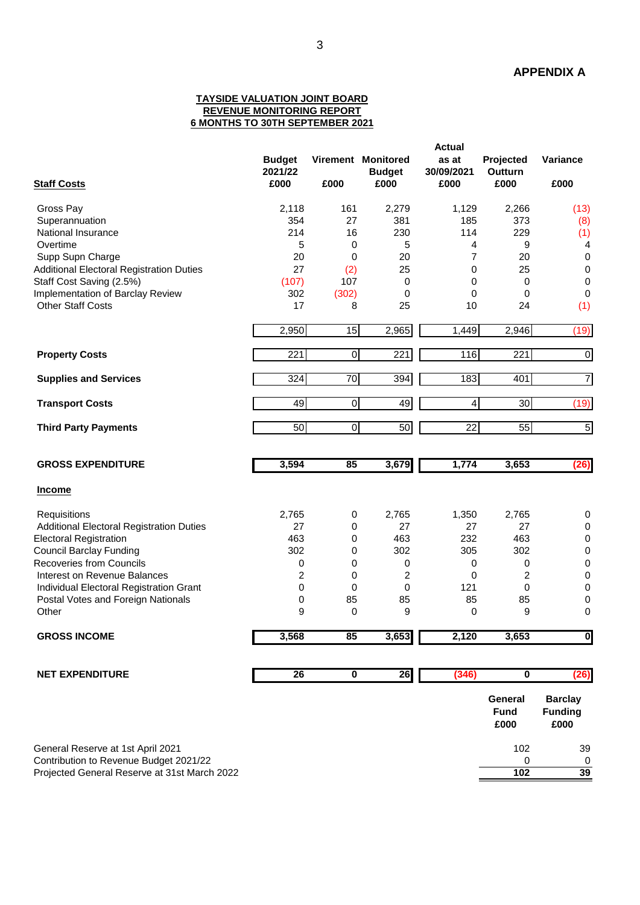**APPENDIX A**

**TAYSIDE VALUATION JOINT BOARD**
**REVENUE MONITORING REPORT**
**6 MONTHS TO 30TH SEPTEMBER 2021**

| **Staff Costs** | **Budget 2021/22 £000** | **Virement £000** | **Monitored Budget £000** | **Actual as at 30/09/2021 £000** | **Projected Outturn £000** | **Variance £000** |
|---|---|---|---|---|---|---|
| Gross Pay | 2,118 | 161 | 2,279 | 1,129 | 2,266 | (13) |
| Superannuation | 354 | 27 | 381 | 185 | 373 | (8) |
| National Insurance | 214 | 16 | 230 | 114 | 229 | (1) |
| Overtime | 5 | 0 | 5 | 4 | 9 | 4 |
| Supp Supn Charge | 20 | 0 | 20 | 7 | 20 | 0 |
| Additional Electoral Registration Duties | 27 | (2) | 25 | 0 | 25 | 0 |
| Staff Cost Saving (2.5%) | (107) | 107 | 0 | 0 | 0 | 0 |
| Implementation of Barclay Review | 302 | (302) | 0 | 0 | 0 | 0 |
| Other Staff Costs | 17 | 8 | 25 | 10 | 24 | (1) |
| | 2,950 | 15 | 2,965 | 1,449 | 2,946 | (19) |
| **Property Costs** | 221 | 0 | 221 | 116 | 221 | 0 |
| **Supplies and Services** | 324 | 70 | 394 | 183 | 401 | 7 |
| **Transport Costs** | 49 | 0 | 49 | 4 | 30 | (19) |
| **Third Party Payments** | 50 | 0 | 50 | 22 | 55 | 5 |
| **GROSS EXPENDITURE** | **3,594** | **85** | **3,679** | **1,774** | **3,653** | **(26)** |
| **Income** | | | | | | |
| Requisitions | 2,765 | 0 | 2,765 | 1,350 | 2,765 | 0 |
| Additional Electoral Registration Duties | 27 | 0 | 27 | 27 | 27 | 0 |
| Electoral Registration | 463 | 0 | 463 | 232 | 463 | 0 |
| Council Barclay Funding | 302 | 0 | 302 | 305 | 302 | 0 |
| Recoveries from Councils | 0 | 0 | 0 | 0 | 0 | 0 |
| Interest on Revenue Balances | 2 | 0 | 2 | 0 | 2 | 0 |
| Individual Electoral Registration Grant | 0 | 0 | 0 | 121 | 0 | 0 |
| Postal Votes and Foreign Nationals | 0 | 85 | 85 | 85 | 85 | 0 |
| Other | 9 | 0 | 9 | 0 | 9 | 0 |
| **GROSS INCOME** | **3,568** | **85** | **3,653** | **2,120** | **3,653** | **0** |
| **NET EXPENDITURE** | **26** | **0** | **26** | **(346)** | **0** | **(26)** |

| | **General Fund £000** | **Barclay Funding £000** |
|---|---|---|
| General Reserve at 1st April 2021 | 102 | 39 |
| Contribution to Revenue Budget 2021/22 | 0 | 0 |
| Projected General Reserve at 31st March 2022 | **102** | **39** |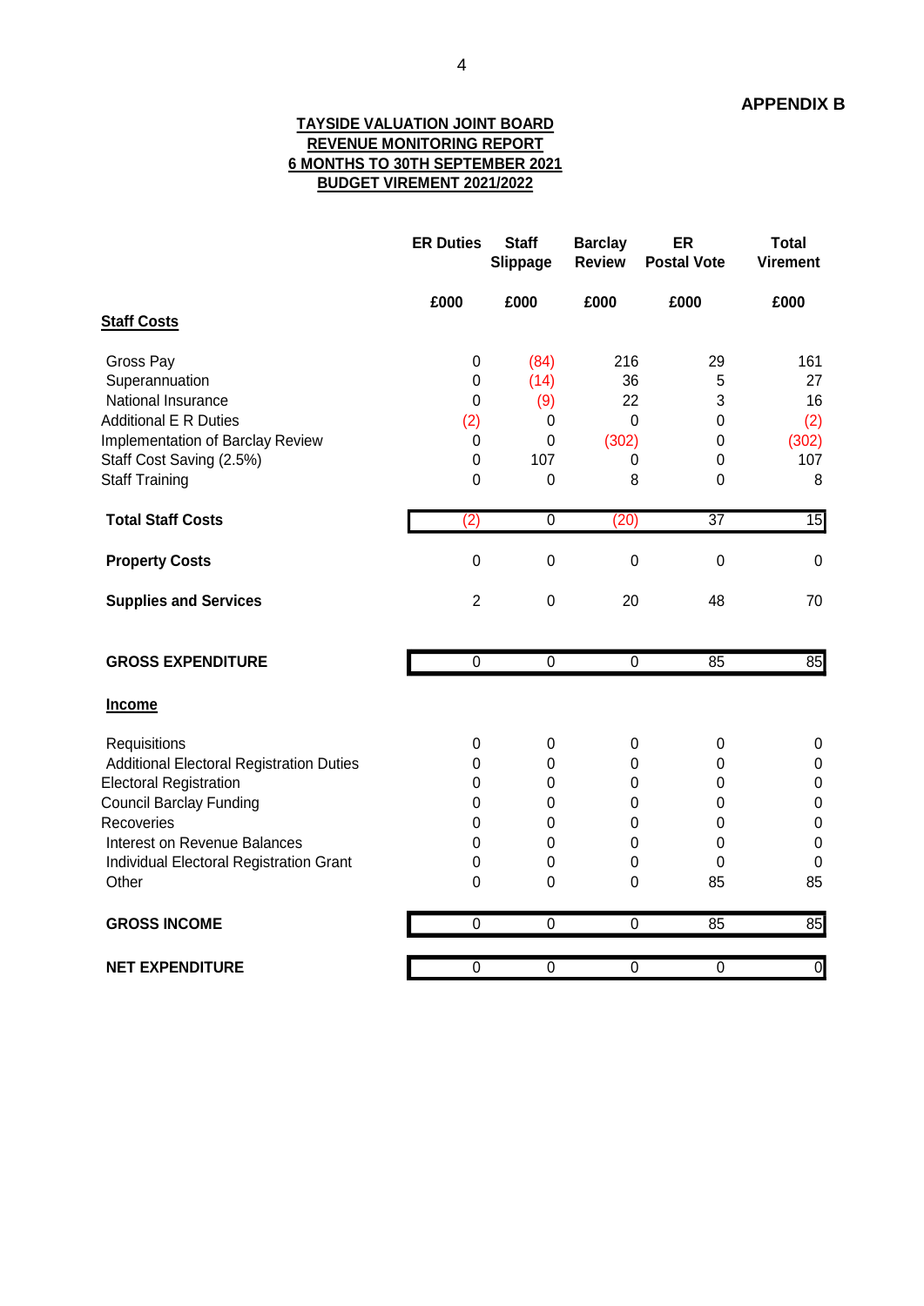**APPENDIX B**

**TAYSIDE VALUATION JOINT BOARD**
**REVENUE MONITORING REPORT**
**6 MONTHS TO 30TH SEPTEMBER 2021**
**BUDGET VIREMENT 2021/2022**

| | ER Duties | Staff Slippage | Barclay Review | ER Postal Vote | Total Virement |
|---|---|---|---|---|---|
| | £000 | £000 | £000 | £000 | £000 |
| **Staff Costs** | | | | | |
| Gross Pay | 0 | (84) | 216 | 29 | 161 |
| Superannuation | 0 | (14) | 36 | 5 | 27 |
| National Insurance | 0 | (9) | 22 | 3 | 16 |
| Additional E R Duties | (2) | 0 | 0 | 0 | (2) |
| Implementation of Barclay Review | 0 | 0 | (302) | 0 | (302) |
| Staff Cost Saving (2.5%) | 0 | 107 | 0 | 0 | 107 |
| Staff Training | 0 | 0 | 8 | 0 | 8 |
| **Total Staff Costs** | (2) | 0 | (20) | 37 | 15 |
| **Property Costs** | 0 | 0 | 0 | 0 | 0 |
| **Supplies and Services** | 2 | 0 | 20 | 48 | 70 |
| **GROSS EXPENDITURE** | 0 | 0 | 0 | 85 | 85 |
| **Income** | | | | | |
| Requisitions | 0 | 0 | 0 | 0 | 0 |
| Additional Electoral Registration Duties | 0 | 0 | 0 | 0 | 0 |
| Electoral Registration | 0 | 0 | 0 | 0 | 0 |
| Council Barclay Funding | 0 | 0 | 0 | 0 | 0 |
| Recoveries | 0 | 0 | 0 | 0 | 0 |
| Interest on Revenue Balances | 0 | 0 | 0 | 0 | 0 |
| Individual Electoral Registration Grant | 0 | 0 | 0 | 0 | 0 |
| Other | 0 | 0 | 0 | 85 | 85 |
| **GROSS INCOME** | 0 | 0 | 0 | 85 | 85 |
| **NET EXPENDITURE** | 0 | 0 | 0 | 0 | 0 |